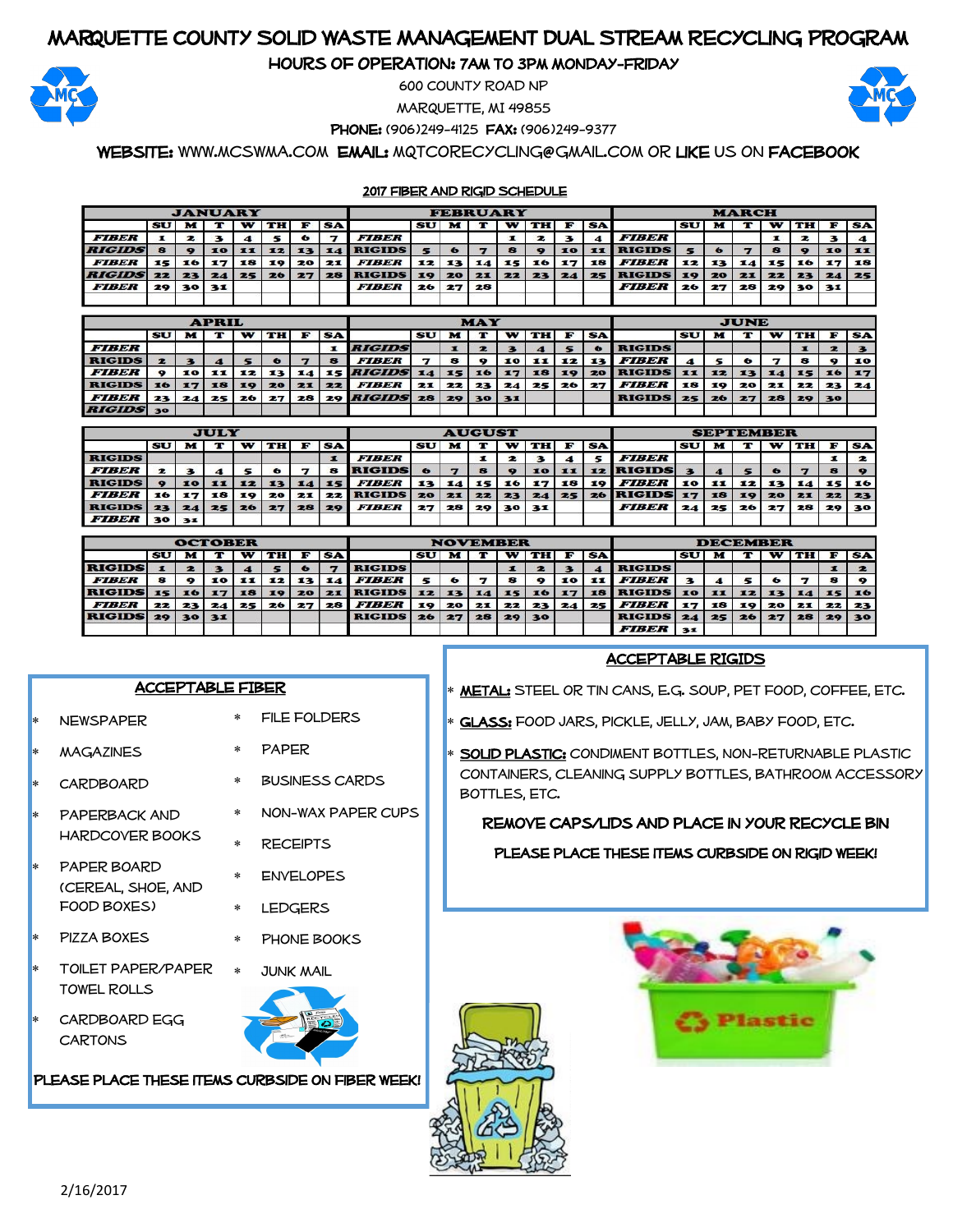# MARQUETTE COUNTY SOLID WASTE MANAGEMENT DUAL STREAM RECYCLING PROGRAM

## HOURS OF OPERATION: 7AM TO 3PM MONDAY-FRIDAY

600 COUNTY ROAD NP

MARQUETTE, MI 49855

**PHONE:** (906)249-4125 **FAX:** (906)249-9377

**WEBSITE:** WWW.MCSWMA.COM **EMAIL:** MQTCORECYCLING@GMAIL.COM OR **LIKE** US ON **FACEBOOK**

### 2017 FIBER AND RIGID SCHEDULE

**JANUARY**

| | SU | M | T | W | TH | F | SA |
|---|---|---|---|---|---|---|---|
| FIBER | 1 | 2 | 3 | 4 | 5 | 6 | 7 |
| RIGIDS | 8 | 9 | 10 | 11 | 12 | 13 | 14 |
| FIBER | 15 | 16 | 17 | 18 | 19 | 20 | 21 |
| RIGIDS | 22 | 23 | 24 | 25 | 26 | 27 | 28 |
| FIBER | 29 | 30 | 31 | | | | |

**FEBRUARY**

| | SU | M | T | W | TH | F | SA |
|---|---|---|---|---|---|---|---|
| FIBER | | | | 1 | 2 | 3 | 4 |
| RIGIDS | 5 | 6 | 7 | 8 | 9 | 10 | 11 |
| FIBER | 12 | 13 | 14 | 15 | 16 | 17 | 18 |
| RIGIDS | 19 | 20 | 21 | 22 | 23 | 24 | 25 |
| FIBER | 26 | 27 | 28 | | | | |

**MARCH**

| | SU | M | T | W | TH | F | SA |
|---|---|---|---|---|---|---|---|
| FIBER | | | | 1 | 2 | 3 | 4 |
| RIGIDS | 5 | 6 | 7 | 8 | 9 | 10 | 11 |
| FIBER | 12 | 13 | 14 | 15 | 16 | 17 | 18 |
| RIGIDS | 19 | 20 | 21 | 22 | 23 | 24 | 25 |
| FIBER | 26 | 27 | 28 | 29 | 30 | 31 | |

**APRIL**

| | SU | M | T | W | TH | F | SA |
|---|---|---|---|---|---|---|---|
| FIBER | | | | | | | 1 |
| RIGIDS | 2 | 3 | 4 | 5 | 6 | 7 | 8 |
| FIBER | 9 | 10 | 11 | 12 | 13 | 14 | 15 |
| RIGIDS | 16 | 17 | 18 | 19 | 20 | 21 | 22 |
| FIBER | 23 | 24 | 25 | 26 | 27 | 28 | 29 |
| RIGIDS | 30 | | | | | | |

**MAY**

| | SU | M | T | W | TH | F | SA |
|---|---|---|---|---|---|---|---|
| RIGIDS | | 1 | 2 | 3 | 4 | 5 | 6 |
| FIBER | 7 | 8 | 9 | 10 | 11 | 12 | 13 |
| RIGIDS | 14 | 15 | 16 | 17 | 18 | 19 | 20 |
| FIBER | 21 | 22 | 23 | 24 | 25 | 26 | 27 |
| RIGIDS | 28 | 29 | 30 | 31 | | | |

**JUNE**

| | SU | M | T | W | TH | F | SA |
|---|---|---|---|---|---|---|---|
| RIGIDS | | | | | 1 | 2 | 3 |
| FIBER | 4 | 5 | 6 | 7 | 8 | 9 | 10 |
| RIGIDS | 11 | 12 | 13 | 14 | 15 | 16 | 17 |
| FIBER | 18 | 19 | 20 | 21 | 22 | 23 | 24 |
| RIGIDS | 25 | 26 | 27 | 28 | 29 | 30 | |

**JULY**

| | SU | M | T | W | TH | F | SA |
|---|---|---|---|---|---|---|---|
| RIGIDS | | | | | | | 1 |
| FIBER | 2 | 3 | 4 | 5 | 6 | 7 | 8 |
| RIGIDS | 9 | 10 | 11 | 12 | 13 | 14 | 15 |
| FIBER | 16 | 17 | 18 | 19 | 20 | 21 | 22 |
| RIGIDS | 23 | 24 | 25 | 26 | 27 | 28 | 29 |
| FIBER | 30 | 31 | | | | | |

**AUGUST**

| | SU | M | T | W | TH | F | SA |
|---|---|---|---|---|---|---|---|
| FIBER | | | 1 | 2 | 3 | 4 | 5 |
| RIGIDS | 6 | 7 | 8 | 9 | 10 | 11 | 12 |
| FIBER | 13 | 14 | 15 | 16 | 17 | 18 | 19 |
| RIGIDS | 20 | 21 | 22 | 23 | 24 | 25 | 26 |
| FIBER | 27 | 28 | 29 | 30 | 31 | | |

**SEPTEMBER**

| | SU | M | T | W | TH | F | SA |
|---|---|---|---|---|---|---|---|
| FIBER | | | | | | 1 | 2 |
| RIGIDS | 3 | 4 | 5 | 6 | 7 | 8 | 9 |
| FIBER | 10 | 11 | 12 | 13 | 14 | 15 | 16 |
| RIGIDS | 17 | 18 | 19 | 20 | 21 | 22 | 23 |
| FIBER | 24 | 25 | 26 | 27 | 28 | 29 | 30 |

**OCTOBER**

| | SU | M | T | W | TH | F | SA |
|---|---|---|---|---|---|---|---|
| RIGIDS | 1 | 2 | 3 | 4 | 5 | 6 | 7 |
| FIBER | 8 | 9 | 10 | 11 | 12 | 13 | 14 |
| RIGIDS | 15 | 16 | 17 | 18 | 19 | 20 | 21 |
| FIBER | 22 | 23 | 24 | 25 | 26 | 27 | 28 |
| RIGIDS | 29 | 30 | 31 | | | | |

**NOVEMBER**

| | SU | M | T | W | TH | F | SA |
|---|---|---|---|---|---|---|---|
| RIGIDS | | | | 1 | 2 | 3 | 4 |
| FIBER | 5 | 6 | 7 | 8 | 9 | 10 | 11 |
| RIGIDS | 12 | 13 | 14 | 15 | 16 | 17 | 18 |
| FIBER | 19 | 20 | 21 | 22 | 23 | 24 | 25 |
| RIGIDS | 26 | 27 | 28 | 29 | 30 | | |

**DECEMBER**

| | SU | M | T | W | TH | F | SA |
|---|---|---|---|---|---|---|---|
| RIGIDS | | | | | | 1 | 2 |
| FIBER | 3 | 4 | 5 | 6 | 7 | 8 | 9 |
| RIGIDS | 10 | 11 | 12 | 13 | 14 | 15 | 16 |
| FIBER | 17 | 18 | 19 | 20 | 21 | 22 | 23 |
| RIGIDS | 24 | 25 | 26 | 27 | 28 | 29 | 30 |
| FIBER | 31 | | | | | | |

### ACCEPTABLE FIBER

* NEWSPAPER
* MAGAZINES
* CARDBOARD
* PAPERBACK AND HARDCOVER BOOKS
* PAPER BOARD (CEREAL, SHOE, AND FOOD BOXES)
* PIZZA BOXES
* TOILET PAPER/PAPER TOWEL ROLLS
* CARDBOARD EGG CARTONS
* FILE FOLDERS
* PAPER
* BUSINESS CARDS
* NON-WAX PAPER CUPS
* RECEIPTS
* ENVELOPES
* LEDGERS
* PHONE BOOKS
* JUNK MAIL

**PLEASE PLACE THESE ITEMS CURBSIDE ON FIBER WEEK!**

### ACCEPTABLE RIGIDS

* **METAL:** STEEL OR TIN CANS, E.G. SOUP, PET FOOD, COFFEE, ETC.
* **GLASS:** FOOD JARS, PICKLE, JELLY, JAM, BABY FOOD, ETC.
* **SOLID PLASTIC:** CONDIMENT BOTTLES, NON-RETURNABLE PLASTIC CONTAINERS, CLEANING SUPPLY BOTTLES, BATHROOM ACCESSORY BOTTLES, ETC.

**REMOVE CAPS/LIDS AND PLACE IN YOUR RECYCLE BIN**

**PLEASE PLACE THESE ITEMS CURBSIDE ON RIGID WEEK!**

2/16/2017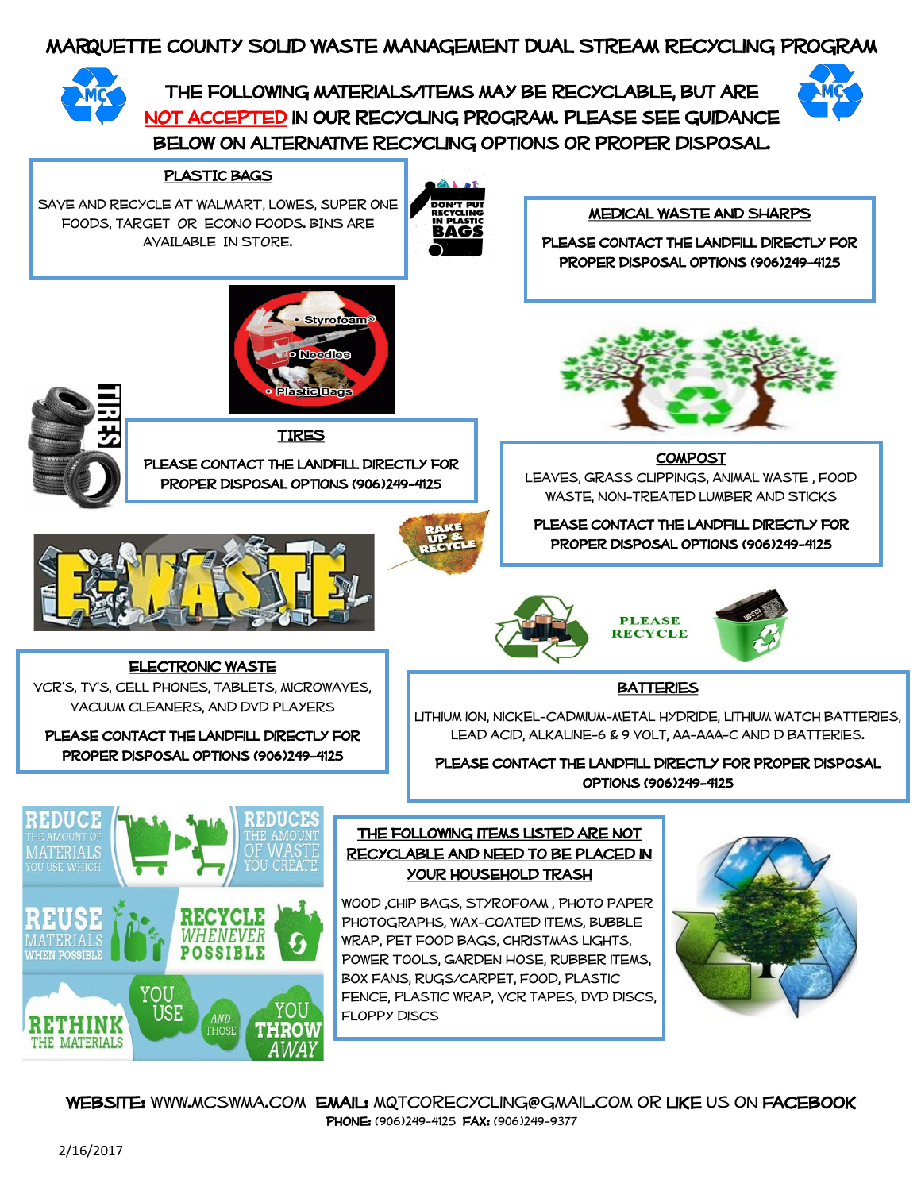# MARQUETTE COUNTY SOLID WASTE MANAGEMENT DUAL STREAM RECYCLING PROGRAM

THE FOLLOWING MATERIALS/ITEMS MAY BE RECYCLABLE, BUT ARE NOT ACCEPTED IN OUR RECYCLING PROGRAM. PLEASE SEE GUIDANCE BELOW ON ALTERNATIVE RECYCLING OPTIONS OR PROPER DISPOSAL.

## PLASTIC BAGS

SAVE AND RECYCLE AT WALMART, LOWES, SUPER ONE FOODS, TARGET OR ECONO FOODS. BINS ARE AVAILABLE IN STORE.

## MEDICAL WASTE AND SHARPS

PLEASE CONTACT THE LANDFILL DIRECTLY FOR PROPER DISPOSAL OPTIONS (906)249-4125

## TIRES

PLEASE CONTACT THE LANDFILL DIRECTLY FOR PROPER DISPOSAL OPTIONS (906)249-4125

## COMPOST

LEAVES, GRASS CLIPPINGS, ANIMAL WASTE , FOOD WASTE, NON-TREATED LUMBER AND STICKS

PLEASE CONTACT THE LANDFILL DIRECTLY FOR PROPER DISPOSAL OPTIONS (906)249-4125

## ELECTRONIC WASTE

VCR'S, TV'S, CELL PHONES, TABLETS, MICROWAVES, VACUUM CLEANERS, AND DVD PLAYERS

PLEASE CONTACT THE LANDFILL DIRECTLY FOR PROPER DISPOSAL OPTIONS (906)249-4125

## BATTERIES

LITHIUM ION, NICKEL-CADMIUM-METAL HYDRIDE, LITHIUM WATCH BATTERIES, LEAD ACID, ALKALINE-6 & 9 VOLT, AA-AAA-C AND D BATTERIES.

PLEASE CONTACT THE LANDFILL DIRECTLY FOR PROPER DISPOSAL OPTIONS (906)249-4125

## THE FOLLOWING ITEMS LISTED ARE NOT RECYCLABLE AND NEED TO BE PLACED IN YOUR HOUSEHOLD TRASH

WOOD ,CHIP BAGS, STYROFOAM , PHOTO PAPER PHOTOGRAPHS, WAX-COATED ITEMS, BUBBLE WRAP, PET FOOD BAGS, CHRISTMAS LIGHTS, POWER TOOLS, GARDEN HOSE, RUBBER ITEMS, BOX FANS, RUGS/CARPET, FOOD, PLASTIC FENCE, PLASTIC WRAP, VCR TAPES, DVD DISCS, FLOPPY DISCS

**WEBSITE:** WWW.MCSWMA.COM **EMAIL:** MQTCORECYCLING@GMAIL.COM OR **LIKE** US ON **FACEBOOK**

**PHONE:** (906)249-4125 **FAX:** (906)249-9377

2/16/2017